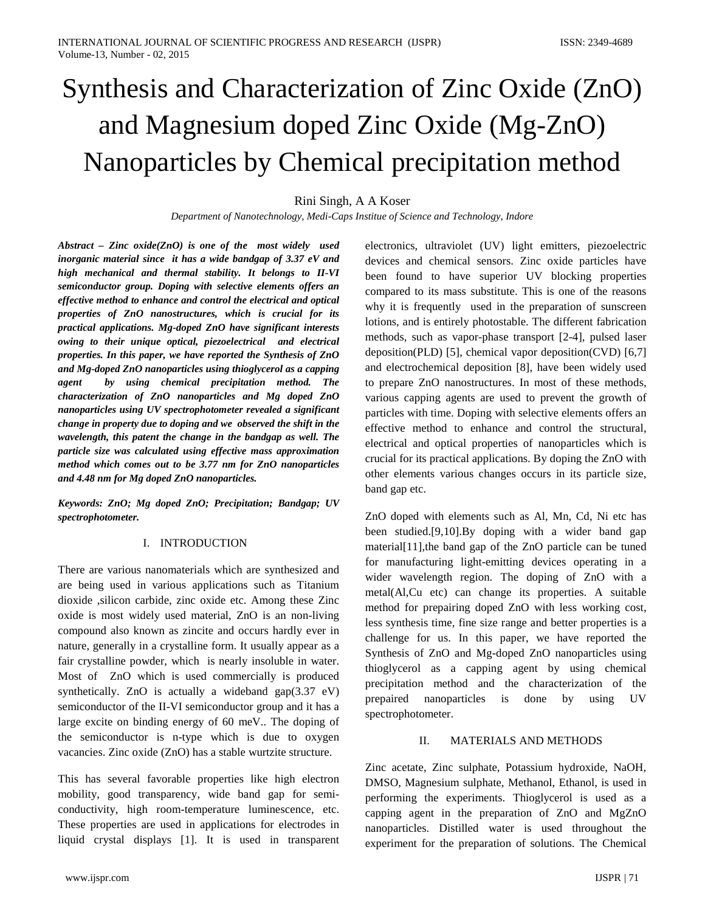# Synthesis and Characterization of Zinc Oxide (ZnO) and Magnesium doped Zinc Oxide (Mg-ZnO) Nanoparticles by Chemical precipitation method

Rini Singh, A A Koser

*Department of Nanotechnology, Medi-Caps Institue of Science and Technology, Indore*

***Abstract – Zinc oxide(ZnO) is one of the most widely used inorganic material since it has a wide bandgap of 3.37 eV and high mechanical and thermal stability. It belongs to II-VI semiconductor group. Doping with selective elements offers an effective method to enhance and control the electrical and optical properties of ZnO nanostructures, which is crucial for its practical applications. Mg-doped ZnO have significant interests owing to their unique optical, piezoelectrical and electrical properties. In this paper, we have reported the Synthesis of ZnO and Mg-doped ZnO nanoparticles using thioglycerol as a capping agent by using chemical precipitation method. The characterization of ZnO nanoparticles and Mg doped ZnO nanoparticles using UV spectrophotometer revealed a significant change in property due to doping and we observed the shift in the wavelength, this patent the change in the bandgap as well. The particle size was calculated using effective mass approximation method which comes out to be 3.77 nm for ZnO nanoparticles and 4.48 nm for Mg doped ZnO nanoparticles.***

***Keywords: ZnO; Mg doped ZnO; Precipitation; Bandgap; UV spectrophotometer.***

## I. INTRODUCTION

There are various nanomaterials which are synthesized and are being used in various applications such as Titanium dioxide ,silicon carbide, zinc oxide etc. Among these Zinc oxide is most widely used material, ZnO is an non-living compound also known as zincite and occurs hardly ever in nature, generally in a crystalline form. It usually appear as a fair crystalline powder, which is nearly insoluble in water. Most of ZnO which is used commercially is produced synthetically. ZnO is actually a wideband gap(3.37 eV) semiconductor of the II-VI semiconductor group and it has a large excite on binding energy of 60 meV.. The doping of the semiconductor is n-type which is due to oxygen vacancies. Zinc oxide (ZnO) has a stable wurtzite structure.

This has several favorable properties like high electron mobility, good transparency, wide band gap for semi-conductivity, high room-temperature luminescence, etc. These properties are used in applications for electrodes in liquid crystal displays [1]. It is used in transparent electronics, ultraviolet (UV) light emitters, piezoelectric devices and chemical sensors. Zinc oxide particles have been found to have superior UV blocking properties compared to its mass substitute. This is one of the reasons why it is frequently used in the preparation of sunscreen lotions, and is entirely photostable. The different fabrication methods, such as vapor-phase transport [2-4], pulsed laser deposition(PLD) [5], chemical vapor deposition(CVD) [6,7] and electrochemical deposition [8], have been widely used to prepare ZnO nanostructures. In most of these methods, various capping agents are used to prevent the growth of particles with time. Doping with selective elements offers an effective method to enhance and control the structural, electrical and optical properties of nanoparticles which is crucial for its practical applications. By doping the ZnO with other elements various changes occurs in its particle size, band gap etc.

ZnO doped with elements such as Al, Mn, Cd, Ni etc has been studied.[9,10].By doping with a wider band gap material[11],the band gap of the ZnO particle can be tuned for manufacturing light-emitting devices operating in a wider wavelength region. The doping of ZnO with a metal(Al,Cu etc) can change its properties. A suitable method for prepairing doped ZnO with less working cost, less synthesis time, fine size range and better properties is a challenge for us. In this paper, we have reported the Synthesis of ZnO and Mg-doped ZnO nanoparticles using thioglycerol as a capping agent by using chemical precipitation method and the characterization of the prepaired nanoparticles is done by using UV spectrophotometer.

## II. MATERIALS AND METHODS

Zinc acetate, Zinc sulphate, Potassium hydroxide, NaOH, DMSO, Magnesium sulphate, Methanol, Ethanol, is used in performing the experiments. Thioglycerol is used as a capping agent in the preparation of ZnO and MgZnO nanoparticles. Distilled water is used throughout the experiment for the preparation of solutions. The Chemical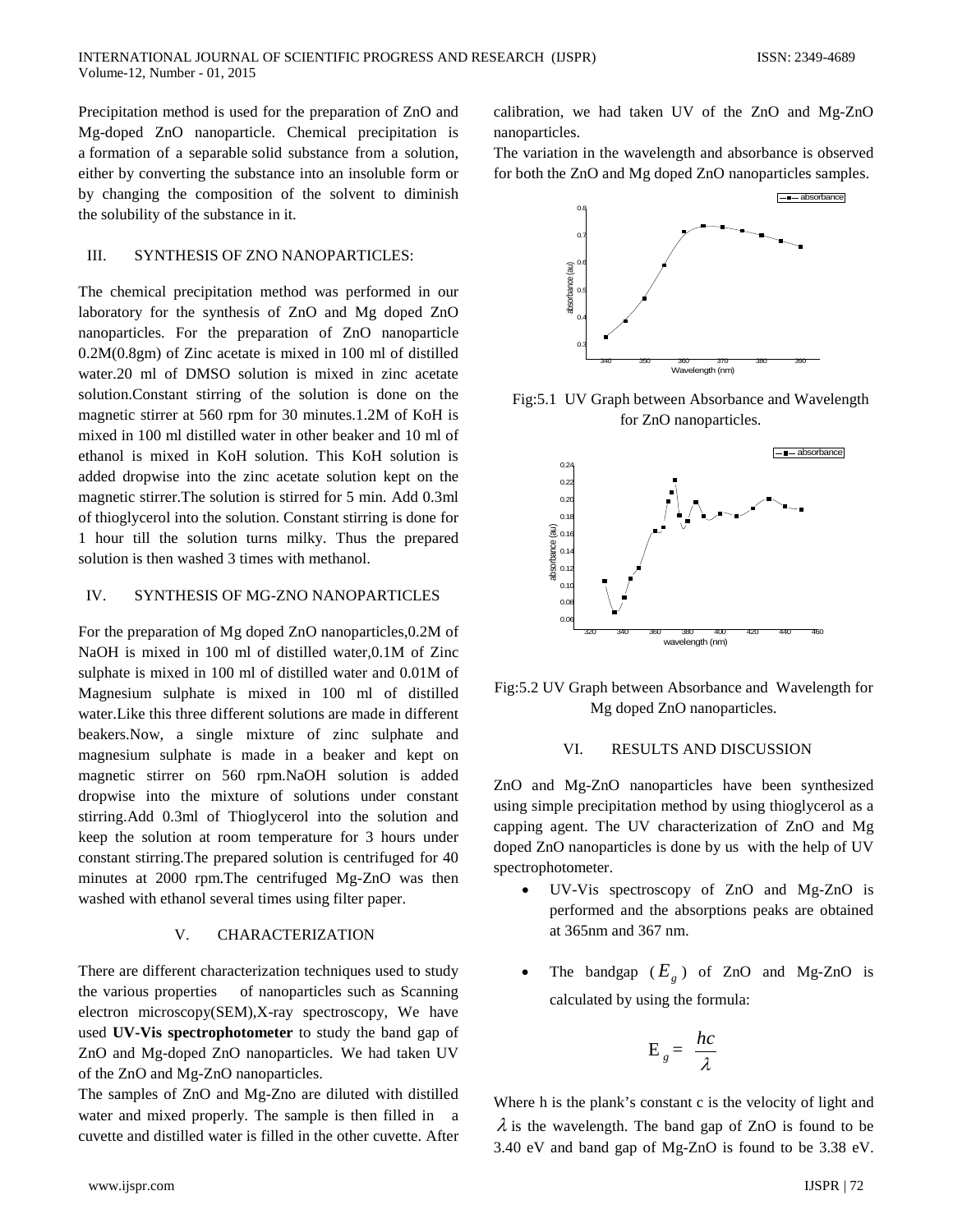Precipitation method is used for the preparation of ZnO and Mg-doped ZnO nanoparticle. Chemical precipitation is a formation of a separable solid substance from a solution, either by converting the substance into an insoluble form or by changing the composition of the solvent to diminish the solubility of the substance in it.

## III. SYNTHESIS OF ZNO NANOPARTICLES:

The chemical precipitation method was performed in our laboratory for the synthesis of ZnO and Mg doped ZnO nanoparticles. For the preparation of ZnO nanoparticle 0.2M(0.8gm) of Zinc acetate is mixed in 100 ml of distilled water.20 ml of DMSO solution is mixed in zinc acetate solution.Constant stirring of the solution is done on the magnetic stirrer at 560 rpm for 30 minutes.1.2M of KoH is mixed in 100 ml distilled water in other beaker and 10 ml of ethanol is mixed in KoH solution. This KoH solution is added dropwise into the zinc acetate solution kept on the magnetic stirrer.The solution is stirred for 5 min. Add 0.3ml of thioglycerol into the solution. Constant stirring is done for 1 hour till the solution turns milky. Thus the prepared solution is then washed 3 times with methanol.

## IV. SYNTHESIS OF MG-ZNO NANOPARTICLES

For the preparation of Mg doped ZnO nanoparticles,0.2M of NaOH is mixed in 100 ml of distilled water,0.1M of Zinc sulphate is mixed in 100 ml of distilled water and 0.01M of Magnesium sulphate is mixed in 100 ml of distilled water.Like this three different solutions are made in different beakers.Now, a single mixture of zinc sulphate and magnesium sulphate is made in a beaker and kept on magnetic stirrer on 560 rpm.NaOH solution is added dropwise into the mixture of solutions under constant stirring.Add 0.3ml of Thioglycerol into the solution and keep the solution at room temperature for 3 hours under constant stirring.The prepared solution is centrifuged for 40 minutes at 2000 rpm.The centrifuged Mg-ZnO was then washed with ethanol several times using filter paper.

## V. CHARACTERIZATION

There are different characterization techniques used to study the various properties of nanoparticles such as Scanning electron microscopy(SEM),X-ray spectroscopy, We have used **UV-Vis spectrophotometer** to study the band gap of ZnO and Mg-doped ZnO nanoparticles. We had taken UV of the ZnO and Mg-ZnO nanoparticles.

The samples of ZnO and Mg-Zno are diluted with distilled water and mixed properly. The sample is then filled in a cuvette and distilled water is filled in the other cuvette. After calibration, we had taken UV of the ZnO and Mg-ZnO nanoparticles.

The variation in the wavelength and absorbance is observed for both the ZnO and Mg doped ZnO nanoparticles samples.

Fig:5.1 UV Graph between Absorbance and Wavelength for ZnO nanoparticles.

Fig:5.2 UV Graph between Absorbance and Wavelength for Mg doped ZnO nanoparticles.

## VI. RESULTS AND DISCUSSION

ZnO and Mg-ZnO nanoparticles have been synthesized using simple precipitation method by using thioglycerol as a capping agent. The UV characterization of ZnO and Mg doped ZnO nanoparticles is done by us with the help of UV spectrophotometer.

- UV-Vis spectroscopy of ZnO and Mg-ZnO is performed and the absorptions peaks are obtained at 365nm and 367 nm.
- The bandgap ($E_g$) of ZnO and Mg-ZnO is calculated by using the formula:

$$E_g = \frac{hc}{\lambda}$$

Where h is the plank's constant c is the velocity of light and $\lambda$ is the wavelength. The band gap of ZnO is found to be 3.40 eV and band gap of Mg-ZnO is found to be 3.38 eV.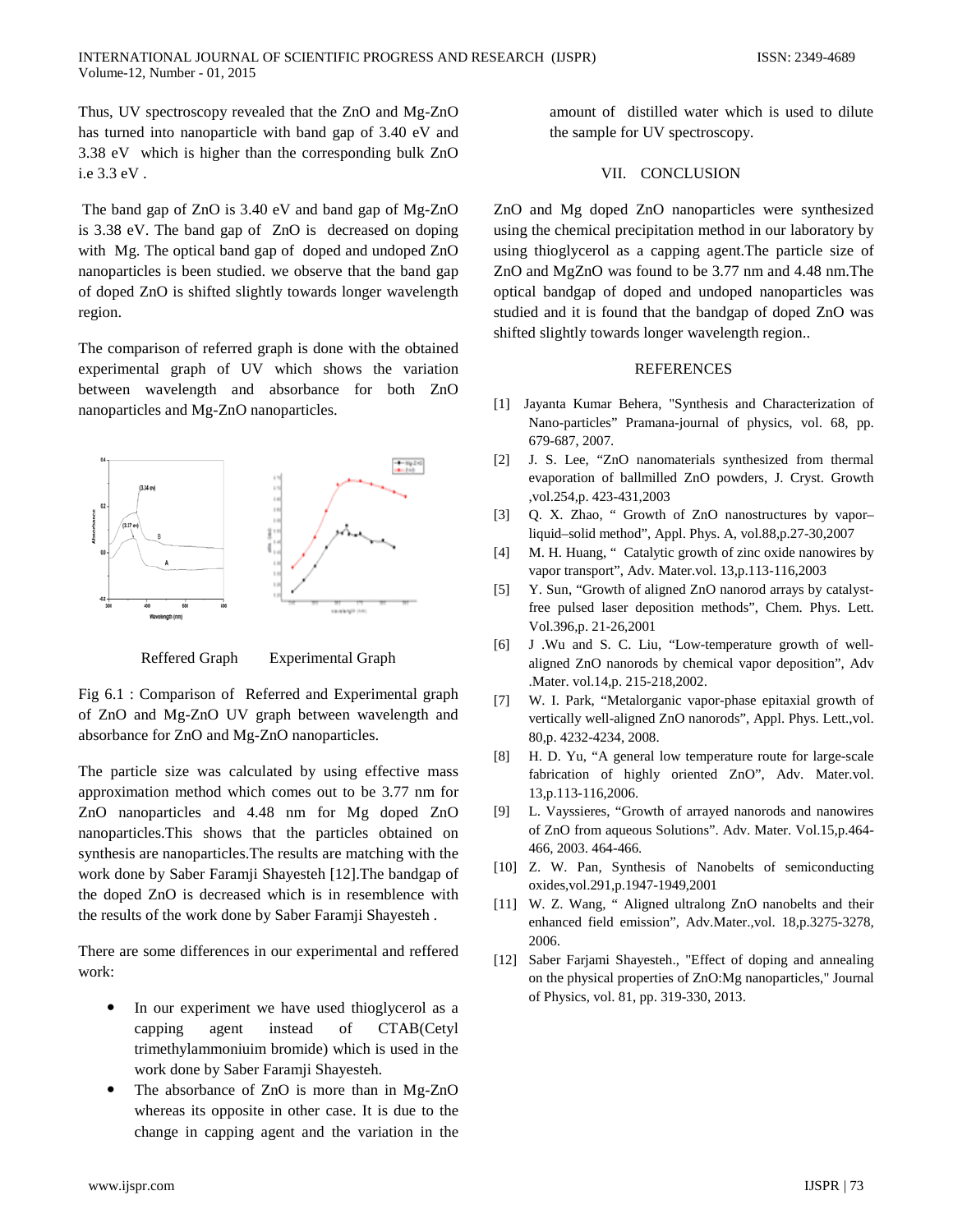Thus, UV spectroscopy revealed that the ZnO and Mg-ZnO has turned into nanoparticle with band gap of 3.40 eV and 3.38 eV which is higher than the corresponding bulk ZnO i.e 3.3 eV .

The band gap of ZnO is 3.40 eV and band gap of Mg-ZnO is 3.38 eV. The band gap of ZnO is decreased on doping with Mg. The optical band gap of doped and undoped ZnO nanoparticles is been studied. we observe that the band gap of doped ZnO is shifted slightly towards longer wavelength region.

The comparison of referred graph is done with the obtained experimental graph of UV which shows the variation between wavelength and absorbance for both ZnO nanoparticles and Mg-ZnO nanoparticles.

(3.34 ev)
(3.17 ev)
B
A
Absorbance
Wavelength (nm)

Mg-ZnO
ZnO
wavelength (nm)

Reffered Graph     Experimental Graph

Fig 6.1 : Comparison of Referred and Experimental graph of ZnO and Mg-ZnO UV graph between wavelength and absorbance for ZnO and Mg-ZnO nanoparticles.

The particle size was calculated by using effective mass approximation method which comes out to be 3.77 nm for ZnO nanoparticles and 4.48 nm for Mg doped ZnO nanoparticles.This shows that the particles obtained on synthesis are nanoparticles.The results are matching with the work done by Saber Faramji Shayesteh [12].The bandgap of the doped ZnO is decreased which is in resemblence with the results of the work done by Saber Faramji Shayesteh .

There are some differences in our experimental and reffered work:

- In our experiment we have used thioglycerol as a capping agent instead of CTAB(Cetyl trimethylammoniuim bromide) which is used in the work done by Saber Faramji Shayesteh.
- The absorbance of ZnO is more than in Mg-ZnO whereas its opposite in other case. It is due to the change in capping agent and the variation in the amount of distilled water which is used to dilute the sample for UV spectroscopy.

## VII. CONCLUSION

ZnO and Mg doped ZnO nanoparticles were synthesized using the chemical precipitation method in our laboratory by using thioglycerol as a capping agent.The particle size of ZnO and MgZnO was found to be 3.77 nm and 4.48 nm.The optical bandgap of doped and undoped nanoparticles was studied and it is found that the bandgap of doped ZnO was shifted slightly towards longer wavelength region..

## REFERENCES

[1] Jayanta Kumar Behera, "Synthesis and Characterization of Nano-particles" Pramana-journal of physics, vol. 68, pp. 679-687, 2007.

[2] J. S. Lee, "ZnO nanomaterials synthesized from thermal evaporation of ballmilled ZnO powders, J. Cryst. Growth ,vol.254,p. 423-431,2003

[3] Q. X. Zhao, " Growth of ZnO nanostructures by vapor–liquid–solid method", Appl. Phys. A, vol.88,p.27-30,2007

[4] M. H. Huang, " Catalytic growth of zinc oxide nanowires by vapor transport", Adv. Mater.vol. 13,p.113-116,2003

[5] Y. Sun, "Growth of aligned ZnO nanorod arrays by catalyst-free pulsed laser deposition methods", Chem. Phys. Lett. Vol.396,p. 21-26,2001

[6] J .Wu and S. C. Liu, "Low-temperature growth of well-aligned ZnO nanorods by chemical vapor deposition", Adv .Mater. vol.14,p. 215-218,2002.

[7] W. I. Park, "Metalorganic vapor-phase epitaxial growth of vertically well-aligned ZnO nanorods", Appl. Phys. Lett.,vol. 80,p. 4232-4234, 2008.

[8] H. D. Yu, "A general low temperature route for large-scale fabrication of highly oriented ZnO", Adv. Mater.vol. 13,p.113-116,2006.

[9] L. Vayssieres, "Growth of arrayed nanorods and nanowires of ZnO from aqueous Solutions". Adv. Mater. Vol.15,p.464-466, 2003. 464-466.

[10] Z. W. Pan, Synthesis of Nanobelts of semiconducting oxides,vol.291,p.1947-1949,2001

[11] W. Z. Wang, " Aligned ultralong ZnO nanobelts and their enhanced field emission", Adv.Mater.,vol. 18,p.3275-3278, 2006.

[12] Saber Farjami Shayesteh., "Effect of doping and annealing on the physical properties of ZnO:Mg nanoparticles," Journal of Physics, vol. 81, pp. 319-330, 2013.